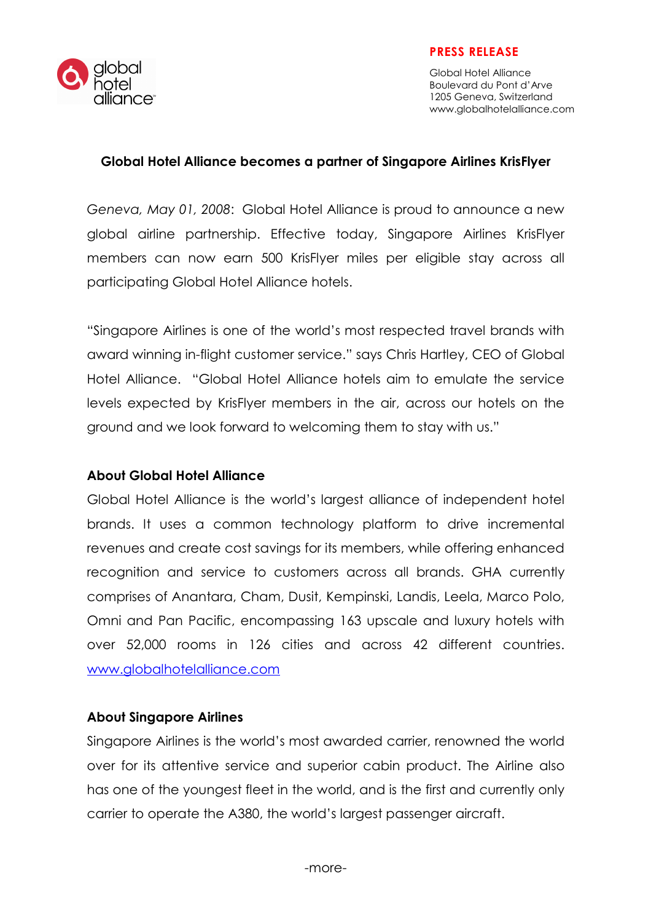**PRESS RELEASE**

Global Hotel Alliance
Boulevard du Pont d'Arve
1205 Geneva, Switzerland
www.globalhotelalliance.com

## Global Hotel Alliance becomes a partner of Singapore Airlines KrisFlyer

*Geneva, May 01, 2008*: Global Hotel Alliance is proud to announce a new global airline partnership. Effective today, Singapore Airlines KrisFlyer members can now earn 500 KrisFlyer miles per eligible stay across all participating Global Hotel Alliance hotels.

"Singapore Airlines is one of the world's most respected travel brands with award winning in-flight customer service." says Chris Hartley, CEO of Global Hotel Alliance. "Global Hotel Alliance hotels aim to emulate the service levels expected by KrisFlyer members in the air, across our hotels on the ground and we look forward to welcoming them to stay with us."

### About Global Hotel Alliance

Global Hotel Alliance is the world's largest alliance of independent hotel brands. It uses a common technology platform to drive incremental revenues and create cost savings for its members, while offering enhanced recognition and service to customers across all brands. GHA currently comprises of Anantara, Cham, Dusit, Kempinski, Landis, Leela, Marco Polo, Omni and Pan Pacific, encompassing 163 upscale and luxury hotels with over 52,000 rooms in 126 cities and across 42 different countries. www.globalhotelalliance.com

### About Singapore Airlines

Singapore Airlines is the world's most awarded carrier, renowned the world over for its attentive service and superior cabin product. The Airline also has one of the youngest fleet in the world, and is the first and currently only carrier to operate the A380, the world's largest passenger aircraft.

-more-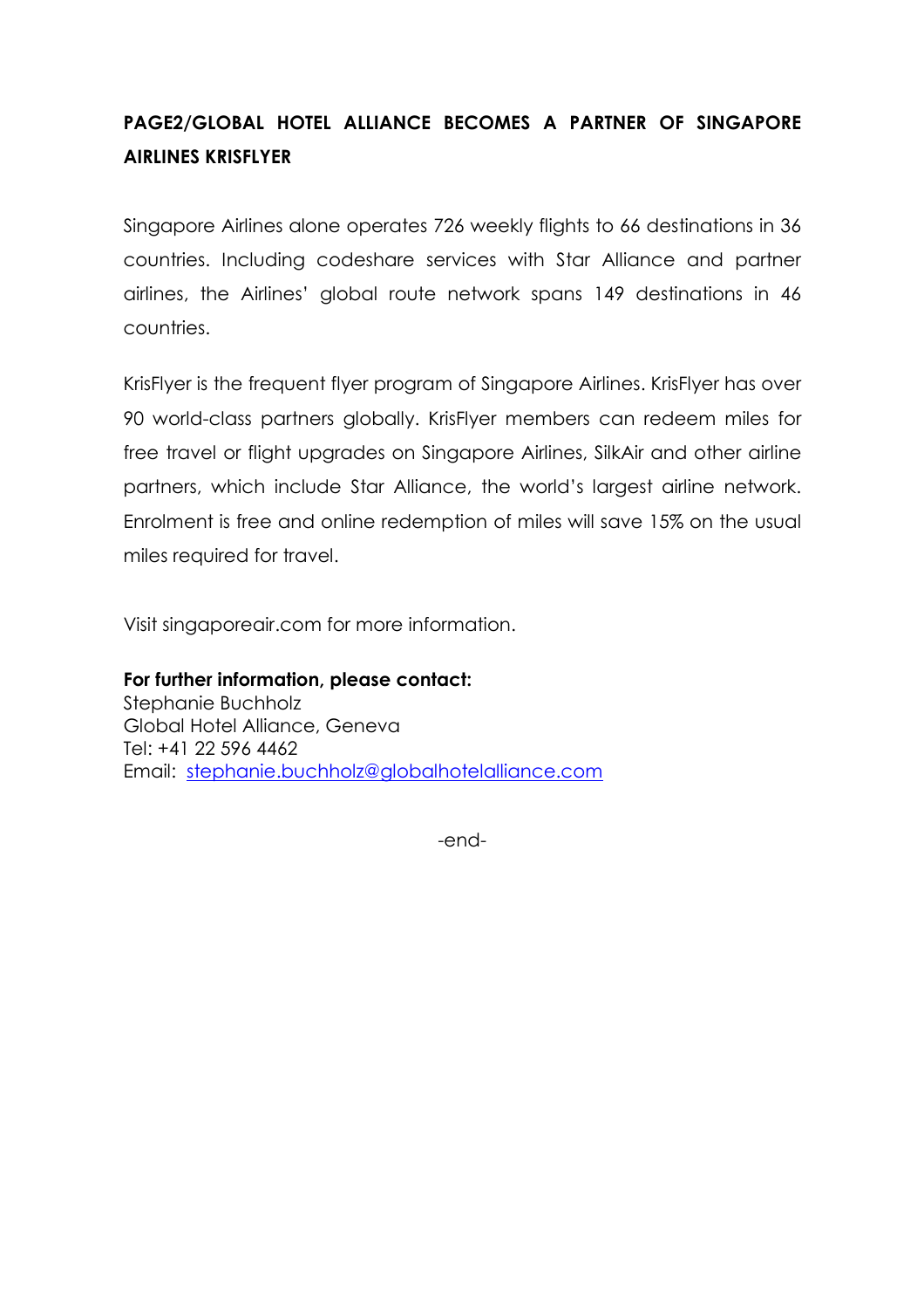**PAGE2/GLOBAL HOTEL ALLIANCE BECOMES A PARTNER OF SINGAPORE AIRLINES KRISFLYER**

Singapore Airlines alone operates 726 weekly flights to 66 destinations in 36 countries. Including codeshare services with Star Alliance and partner airlines, the Airlines' global route network spans 149 destinations in 46 countries.

KrisFlyer is the frequent flyer program of Singapore Airlines. KrisFlyer has over 90 world-class partners globally. KrisFlyer members can redeem miles for free travel or flight upgrades on Singapore Airlines, SilkAir and other airline partners, which include Star Alliance, the world's largest airline network. Enrolment is free and online redemption of miles will save 15% on the usual miles required for travel.

Visit singaporeair.com for more information.

**For further information, please contact:**
Stephanie Buchholz
Global Hotel Alliance, Geneva
Tel: +41 22 596 4462
Email: stephanie.buchholz@globalhotelalliance.com

-end-